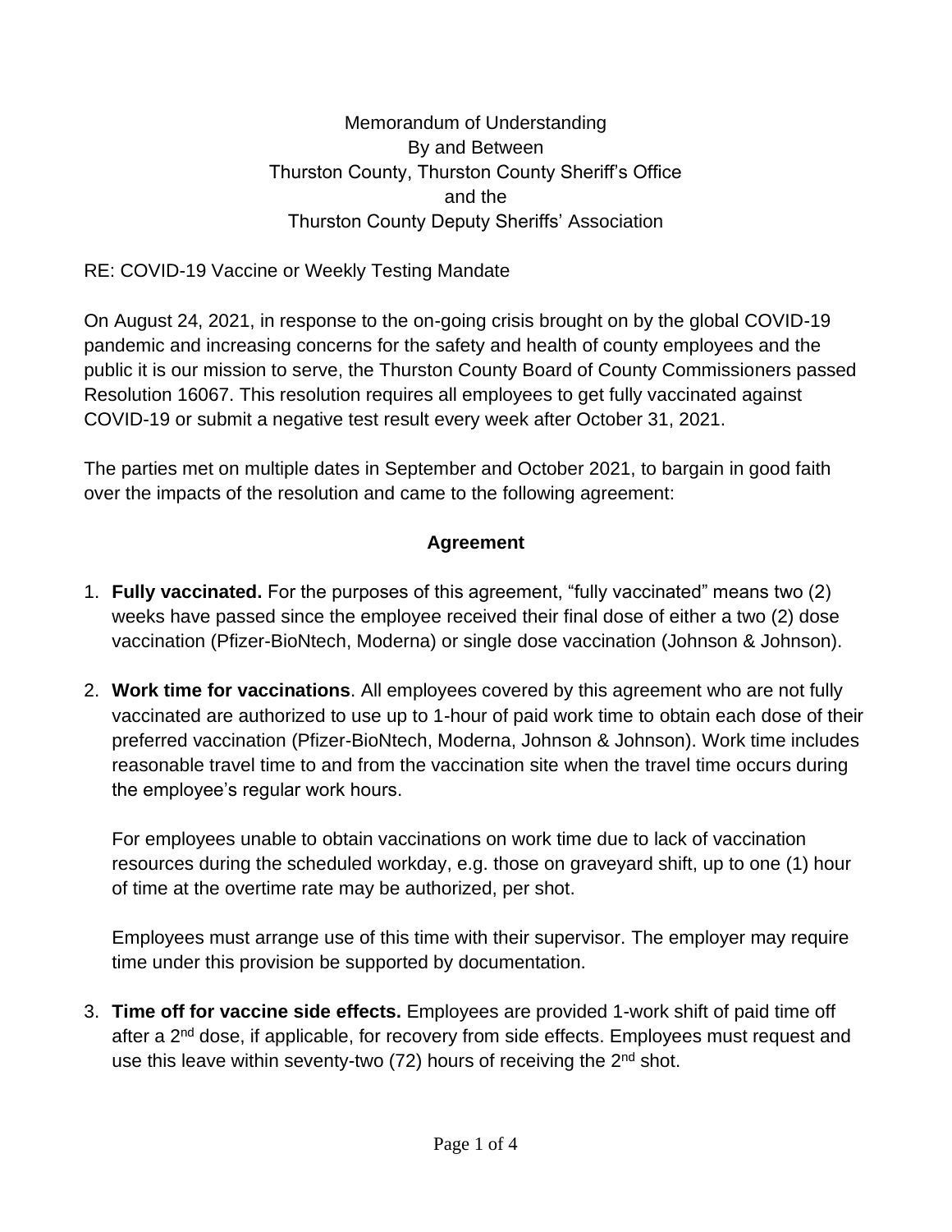Memorandum of Understanding
By and Between
Thurston County, Thurston County Sheriff's Office
and the
Thurston County Deputy Sheriffs' Association

RE: COVID-19 Vaccine or Weekly Testing Mandate

On August 24, 2021, in response to the on-going crisis brought on by the global COVID-19 pandemic and increasing concerns for the safety and health of county employees and the public it is our mission to serve, the Thurston County Board of County Commissioners passed Resolution 16067. This resolution requires all employees to get fully vaccinated against COVID-19 or submit a negative test result every week after October 31, 2021.

The parties met on multiple dates in September and October 2021, to bargain in good faith over the impacts of the resolution and came to the following agreement:

## Agreement

1. **Fully vaccinated.** For the purposes of this agreement, "fully vaccinated" means two (2) weeks have passed since the employee received their final dose of either a two (2) dose vaccination (Pfizer-BioNtech, Moderna) or single dose vaccination (Johnson & Johnson).

2. **Work time for vaccinations**. All employees covered by this agreement who are not fully vaccinated are authorized to use up to 1-hour of paid work time to obtain each dose of their preferred vaccination (Pfizer-BioNtech, Moderna, Johnson & Johnson). Work time includes reasonable travel time to and from the vaccination site when the travel time occurs during the employee's regular work hours.

   For employees unable to obtain vaccinations on work time due to lack of vaccination resources during the scheduled workday, e.g. those on graveyard shift, up to one (1) hour of time at the overtime rate may be authorized, per shot.

   Employees must arrange use of this time with their supervisor. The employer may require time under this provision be supported by documentation.

3. **Time off for vaccine side effects.** Employees are provided 1-work shift of paid time off after a 2nd dose, if applicable, for recovery from side effects. Employees must request and use this leave within seventy-two (72) hours of receiving the 2nd shot.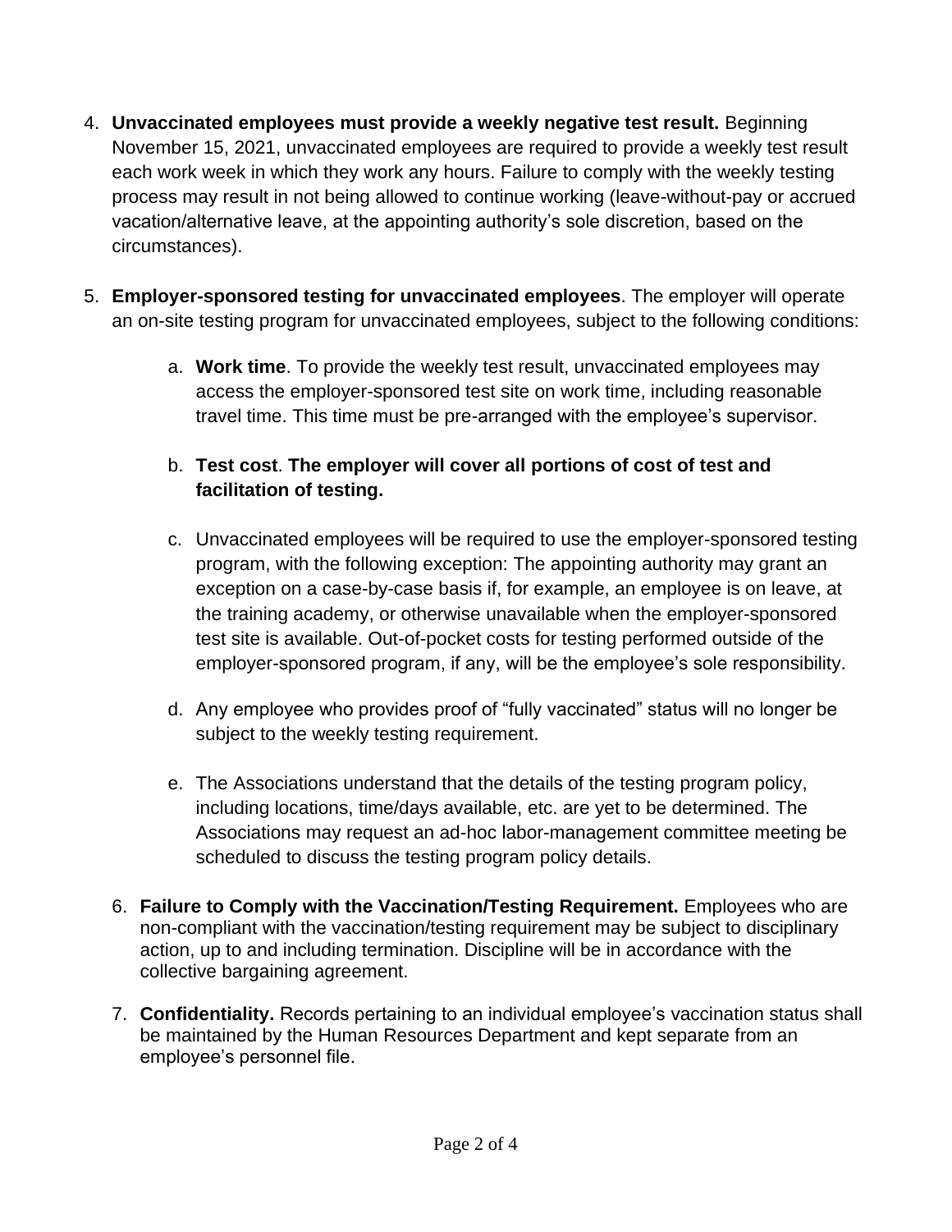4. **Unvaccinated employees must provide a weekly negative test result.** Beginning November 15, 2021, unvaccinated employees are required to provide a weekly test result each work week in which they work any hours. Failure to comply with the weekly testing process may result in not being allowed to continue working (leave-without-pay or accrued vacation/alternative leave, at the appointing authority's sole discretion, based on the circumstances).

5. **Employer-sponsored testing for unvaccinated employees**. The employer will operate an on-site testing program for unvaccinated employees, subject to the following conditions:

    a. **Work time**. To provide the weekly test result, unvaccinated employees may access the employer-sponsored test site on work time, including reasonable travel time. This time must be pre-arranged with the employee's supervisor.

    b. **Test cost**. **The employer will cover all portions of cost of test and facilitation of testing.**

    c. Unvaccinated employees will be required to use the employer-sponsored testing program, with the following exception: The appointing authority may grant an exception on a case-by-case basis if, for example, an employee is on leave, at the training academy, or otherwise unavailable when the employer-sponsored test site is available. Out-of-pocket costs for testing performed outside of the employer-sponsored program, if any, will be the employee's sole responsibility.

    d. Any employee who provides proof of "fully vaccinated" status will no longer be subject to the weekly testing requirement.

    e. The Associations understand that the details of the testing program policy, including locations, time/days available, etc. are yet to be determined. The Associations may request an ad-hoc labor-management committee meeting be scheduled to discuss the testing program policy details.

6. **Failure to Comply with the Vaccination/Testing Requirement.** Employees who are non-compliant with the vaccination/testing requirement may be subject to disciplinary action, up to and including termination. Discipline will be in accordance with the collective bargaining agreement.

7. **Confidentiality.** Records pertaining to an individual employee's vaccination status shall be maintained by the Human Resources Department and kept separate from an employee's personnel file.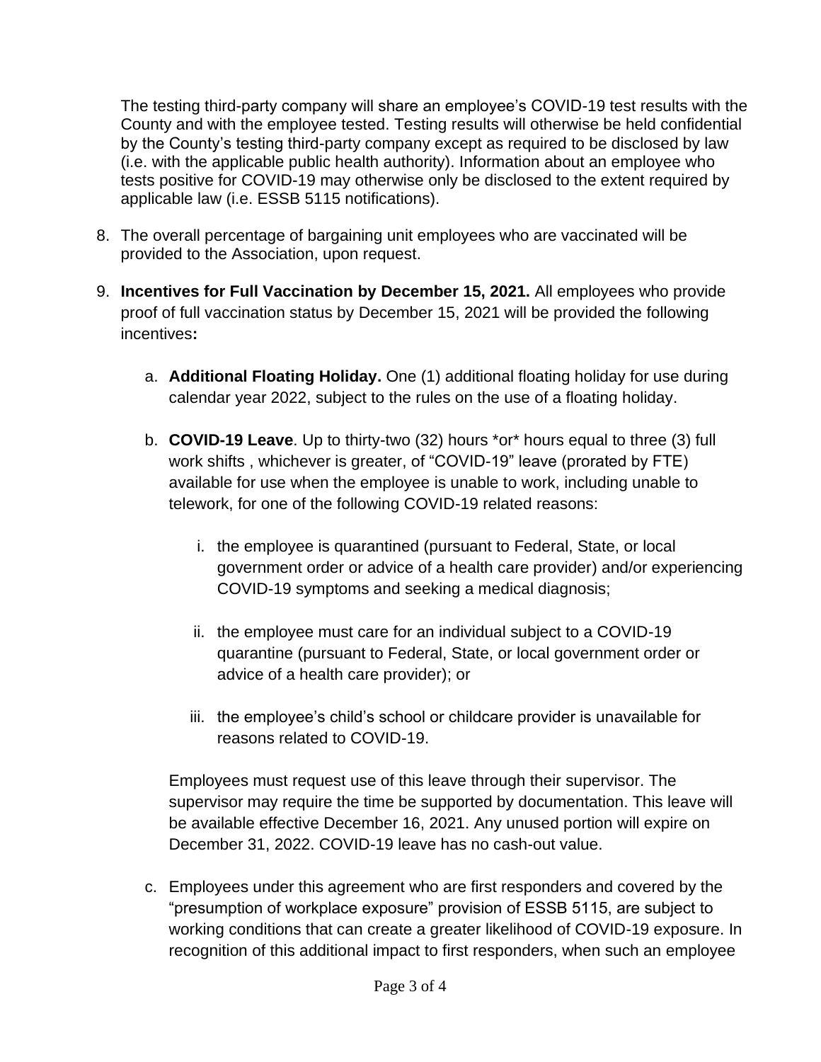The testing third-party company will share an employee's COVID-19 test results with the County and with the employee tested. Testing results will otherwise be held confidential by the County's testing third-party company except as required to be disclosed by law (i.e. with the applicable public health authority). Information about an employee who tests positive for COVID-19 may otherwise only be disclosed to the extent required by applicable law (i.e. ESSB 5115 notifications).

8. The overall percentage of bargaining unit employees who are vaccinated will be provided to the Association, upon request.

9. **Incentives for Full Vaccination by December 15, 2021.** All employees who provide proof of full vaccination status by December 15, 2021 will be provided the following incentives**:**

   a. **Additional Floating Holiday.** One (1) additional floating holiday for use during calendar year 2022, subject to the rules on the use of a floating holiday.

   b. **COVID-19 Leave**. Up to thirty-two (32) hours *or* hours equal to three (3) full work shifts , whichever is greater, of "COVID-19" leave (prorated by FTE) available for use when the employee is unable to work, including unable to telework, for one of the following COVID-19 related reasons:

      i. the employee is quarantined (pursuant to Federal, State, or local government order or advice of a health care provider) and/or experiencing COVID-19 symptoms and seeking a medical diagnosis;

      ii. the employee must care for an individual subject to a COVID-19 quarantine (pursuant to Federal, State, or local government order or advice of a health care provider); or

      iii. the employee's child's school or childcare provider is unavailable for reasons related to COVID-19.

   Employees must request use of this leave through their supervisor. The supervisor may require the time be supported by documentation. This leave will be available effective December 16, 2021. Any unused portion will expire on December 31, 2022. COVID-19 leave has no cash-out value.

   c. Employees under this agreement who are first responders and covered by the "presumption of workplace exposure" provision of ESSB 5115, are subject to working conditions that can create a greater likelihood of COVID-19 exposure. In recognition of this additional impact to first responders, when such an employee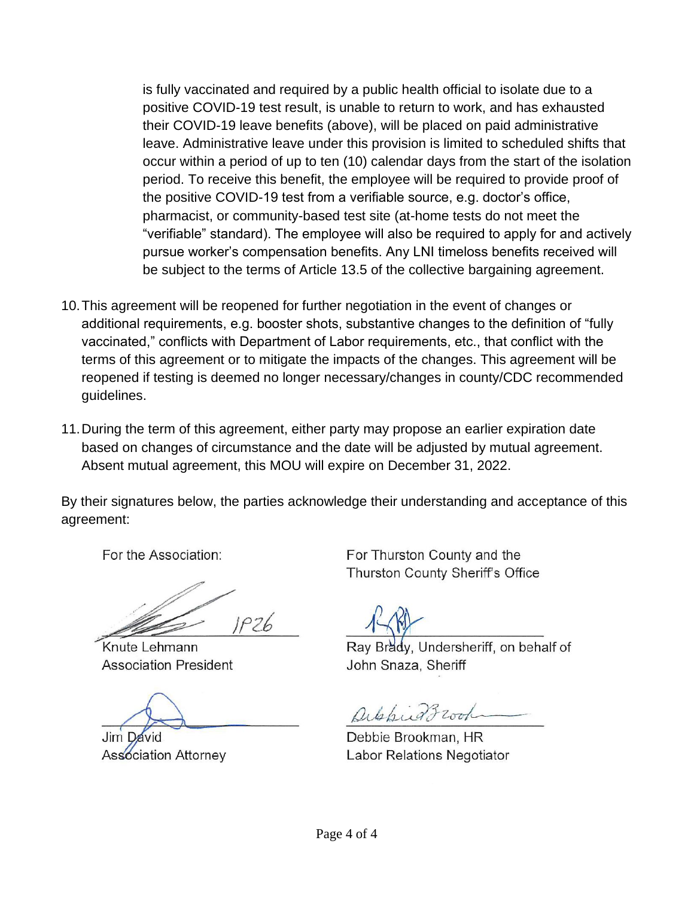is fully vaccinated and required by a public health official to isolate due to a positive COVID-19 test result, is unable to return to work, and has exhausted their COVID-19 leave benefits (above), will be placed on paid administrative leave. Administrative leave under this provision is limited to scheduled shifts that occur within a period of up to ten (10) calendar days from the start of the isolation period. To receive this benefit, the employee will be required to provide proof of the positive COVID-19 test from a verifiable source, e.g. doctor's office, pharmacist, or community-based test site (at-home tests do not meet the "verifiable" standard). The employee will also be required to apply for and actively pursue worker's compensation benefits. Any LNI timeloss benefits received will be subject to the terms of Article 13.5 of the collective bargaining agreement.

10. This agreement will be reopened for further negotiation in the event of changes or additional requirements, e.g. booster shots, substantive changes to the definition of "fully vaccinated," conflicts with Department of Labor requirements, etc., that conflict with the terms of this agreement or to mitigate the impacts of the changes. This agreement will be reopened if testing is deemed no longer necessary/changes in county/CDC recommended guidelines.

11. During the term of this agreement, either party may propose an earlier expiration date based on changes of circumstance and the date will be adjusted by mutual agreement. Absent mutual agreement, this MOU will expire on December 31, 2022.

By their signatures below, the parties acknowledge their understanding and acceptance of this agreement:

For the Association:

1P26

Knute Lehmann
Association President

Jim David
Association Attorney

For Thurston County and the Thurston County Sheriff's Office

Ray Brady, Undersheriff, on behalf of John Snaza, Sheriff

Debbie Brookman, HR
Labor Relations Negotiator